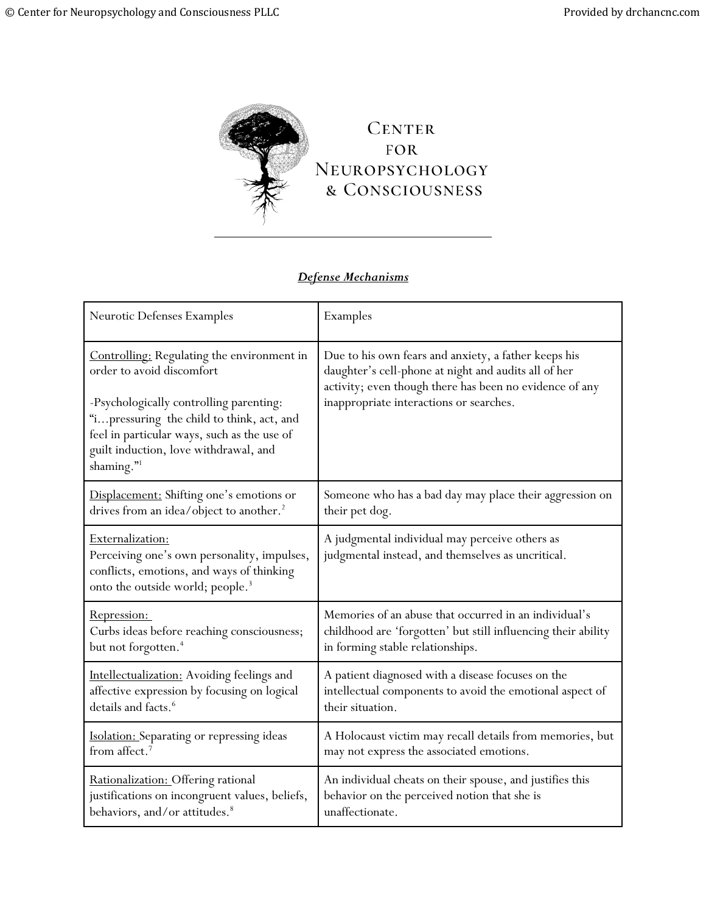# Center for Neuropsychology & Consciousness

## *Defense Mechanisms*

| Neurotic Defenses Examples | Examples |
|---|---|
| Controlling: Regulating the environment in order to avoid discomfort<br><br>-Psychologically controlling parenting: "i…pressuring the child to think, act, and feel in particular ways, such as the use of guilt induction, love withdrawal, and shaming."[1] | Due to his own fears and anxiety, a father keeps his daughter's cell-phone at night and audits all of her activity; even though there has been no evidence of any inappropriate interactions or searches. |
| Displacement: Shifting one's emotions or drives from an idea/object to another.[2] | Someone who has a bad day may place their aggression on their pet dog. |
| Externalization: Perceiving one's own personality, impulses, conflicts, emotions, and ways of thinking onto the outside world; people.[3] | A judgmental individual may perceive others as judgmental instead, and themselves as uncritical. |
| Repression: Curbs ideas before reaching consciousness; but not forgotten.[4] | Memories of an abuse that occurred in an individual's childhood are 'forgotten' but still influencing their ability in forming stable relationships. |
| Intellectualization: Avoiding feelings and affective expression by focusing on logical details and facts.[6] | A patient diagnosed with a disease focuses on the intellectual components to avoid the emotional aspect of their situation. |
| Isolation: Separating or repressing ideas from affect.[7] | A Holocaust victim may recall details from memories, but may not express the associated emotions. |
| Rationalization: Offering rational justifications on incongruent values, beliefs, behaviors, and/or attitudes.[8] | An individual cheats on their spouse, and justifies this behavior on the perceived notion that she is unaffectionate. |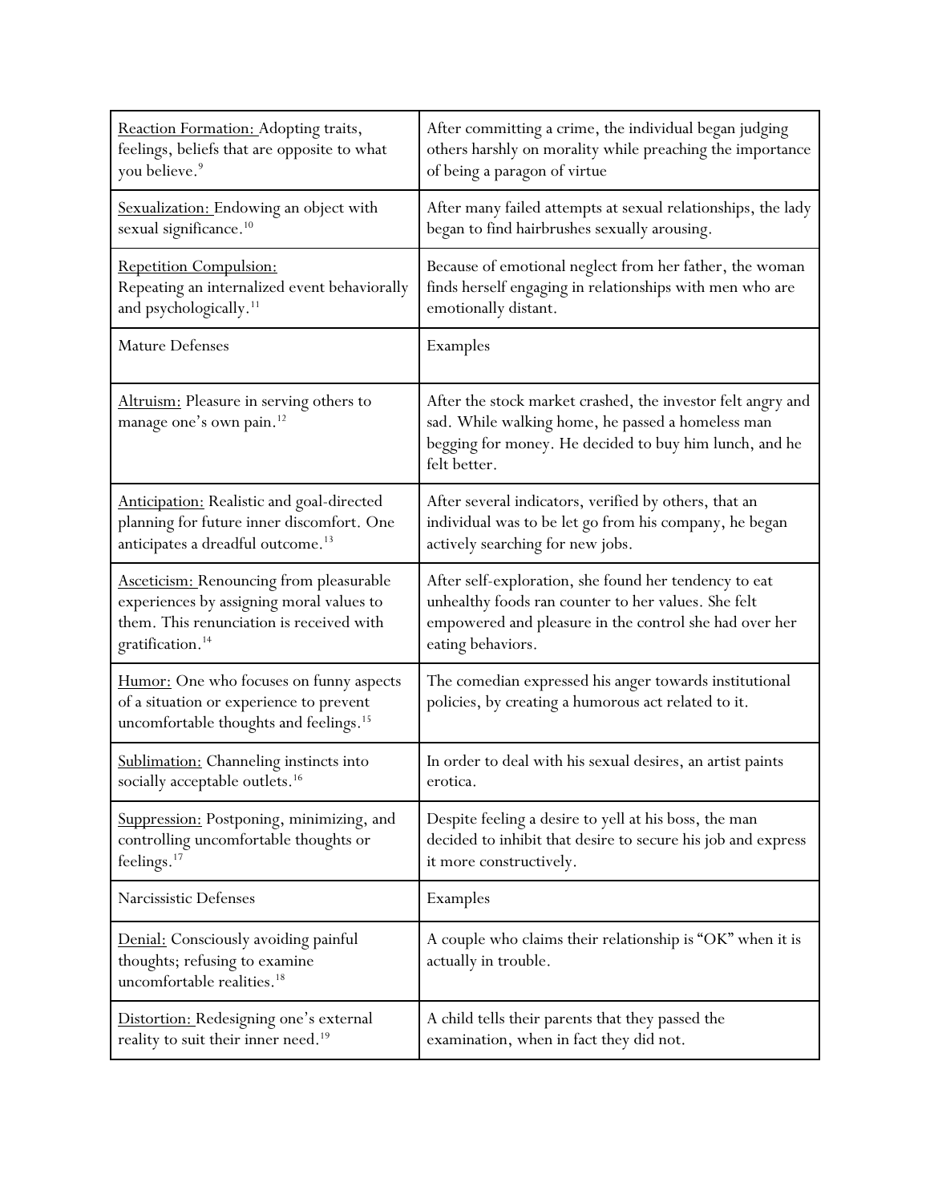| | |
|---|---|
| <u>Reaction Formation:</u> Adopting traits, feelings, beliefs that are opposite to what you believe.[9] | After committing a crime, the individual began judging others harshly on morality while preaching the importance of being a paragon of virtue |
| <u>Sexualization:</u> Endowing an object with sexual significance.[10] | After many failed attempts at sexual relationships, the lady began to find hairbrushes sexually arousing. |
| <u>Repetition Compulsion:</u> Repeating an internalized event behaviorally and psychologically.[11] | Because of emotional neglect from her father, the woman finds herself engaging in relationships with men who are emotionally distant. |
| Mature Defenses | Examples |
| <u>Altruism:</u> Pleasure in serving others to manage one's own pain.[12] | After the stock market crashed, the investor felt angry and sad. While walking home, he passed a homeless man begging for money. He decided to buy him lunch, and he felt better. |
| <u>Anticipation:</u> Realistic and goal-directed planning for future inner discomfort. One anticipates a dreadful outcome.[13] | After several indicators, verified by others, that an individual was to be let go from his company, he began actively searching for new jobs. |
| <u>Asceticism:</u> Renouncing from pleasurable experiences by assigning moral values to them. This renunciation is received with gratification.[14] | After self-exploration, she found her tendency to eat unhealthy foods ran counter to her values. She felt empowered and pleasure in the control she had over her eating behaviors. |
| <u>Humor:</u> One who focuses on funny aspects of a situation or experience to prevent uncomfortable thoughts and feelings.[15] | The comedian expressed his anger towards institutional policies, by creating a humorous act related to it. |
| <u>Sublimation:</u> Channeling instincts into socially acceptable outlets.[16] | In order to deal with his sexual desires, an artist paints erotica. |
| <u>Suppression:</u> Postponing, minimizing, and controlling uncomfortable thoughts or feelings.[17] | Despite feeling a desire to yell at his boss, the man decided to inhibit that desire to secure his job and express it more constructively. |
| Narcissistic Defenses | Examples |
| <u>Denial:</u> Consciously avoiding painful thoughts; refusing to examine uncomfortable realities.[18] | A couple who claims their relationship is "OK" when it is actually in trouble. |
| <u>Distortion:</u> Redesigning one's external reality to suit their inner need.[19] | A child tells their parents that they passed the examination, when in fact they did not. |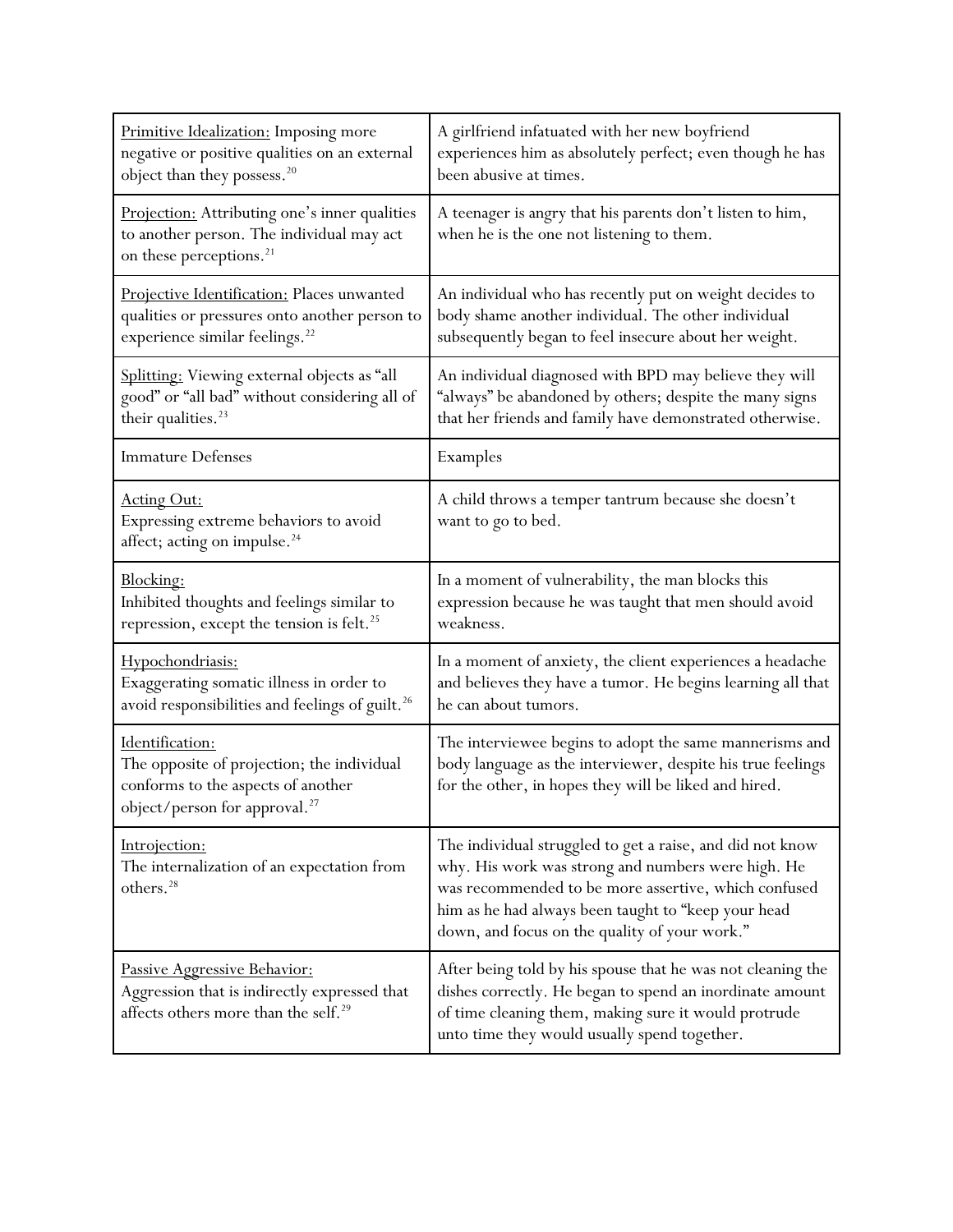| | |
|---|---|
| <u>Primitive Idealization:</u> Imposing more negative or positive qualities on an external object than they possess.[20] | A girlfriend infatuated with her new boyfriend experiences him as absolutely perfect; even though he has been abusive at times. |
| <u>Projection:</u> Attributing one's inner qualities to another person. The individual may act on these perceptions.[21] | A teenager is angry that his parents don't listen to him, when he is the one not listening to them. |
| <u>Projective Identification:</u> Places unwanted qualities or pressures onto another person to experience similar feelings.[22] | An individual who has recently put on weight decides to body shame another individual. The other individual subsequently began to feel insecure about her weight. |
| <u>Splitting:</u> Viewing external objects as "all good" or "all bad" without considering all of their qualities.[23] | An individual diagnosed with BPD may believe they will "always" be abandoned by others; despite the many signs that her friends and family have demonstrated otherwise. |
| Immature Defenses | Examples |
| <u>Acting Out:</u> Expressing extreme behaviors to avoid affect; acting on impulse.[24] | A child throws a temper tantrum because she doesn't want to go to bed. |
| <u>Blocking:</u> Inhibited thoughts and feelings similar to repression, except the tension is felt.[25] | In a moment of vulnerability, the man blocks this expression because he was taught that men should avoid weakness. |
| <u>Hypochondriasis:</u> Exaggerating somatic illness in order to avoid responsibilities and feelings of guilt.[26] | In a moment of anxiety, the client experiences a headache and believes they have a tumor. He begins learning all that he can about tumors. |
| <u>Identification:</u> The opposite of projection; the individual conforms to the aspects of another object/person for approval.[27] | The interviewee begins to adopt the same mannerisms and body language as the interviewer, despite his true feelings for the other, in hopes they will be liked and hired. |
| <u>Introjection:</u> The internalization of an expectation from others.[28] | The individual struggled to get a raise, and did not know why. His work was strong and numbers were high. He was recommended to be more assertive, which confused him as he had always been taught to "keep your head down, and focus on the quality of your work." |
| <u>Passive Aggressive Behavior:</u> Aggression that is indirectly expressed that affects others more than the self.[29] | After being told by his spouse that he was not cleaning the dishes correctly. He began to spend an inordinate amount of time cleaning them, making sure it would protrude unto time they would usually spend together. |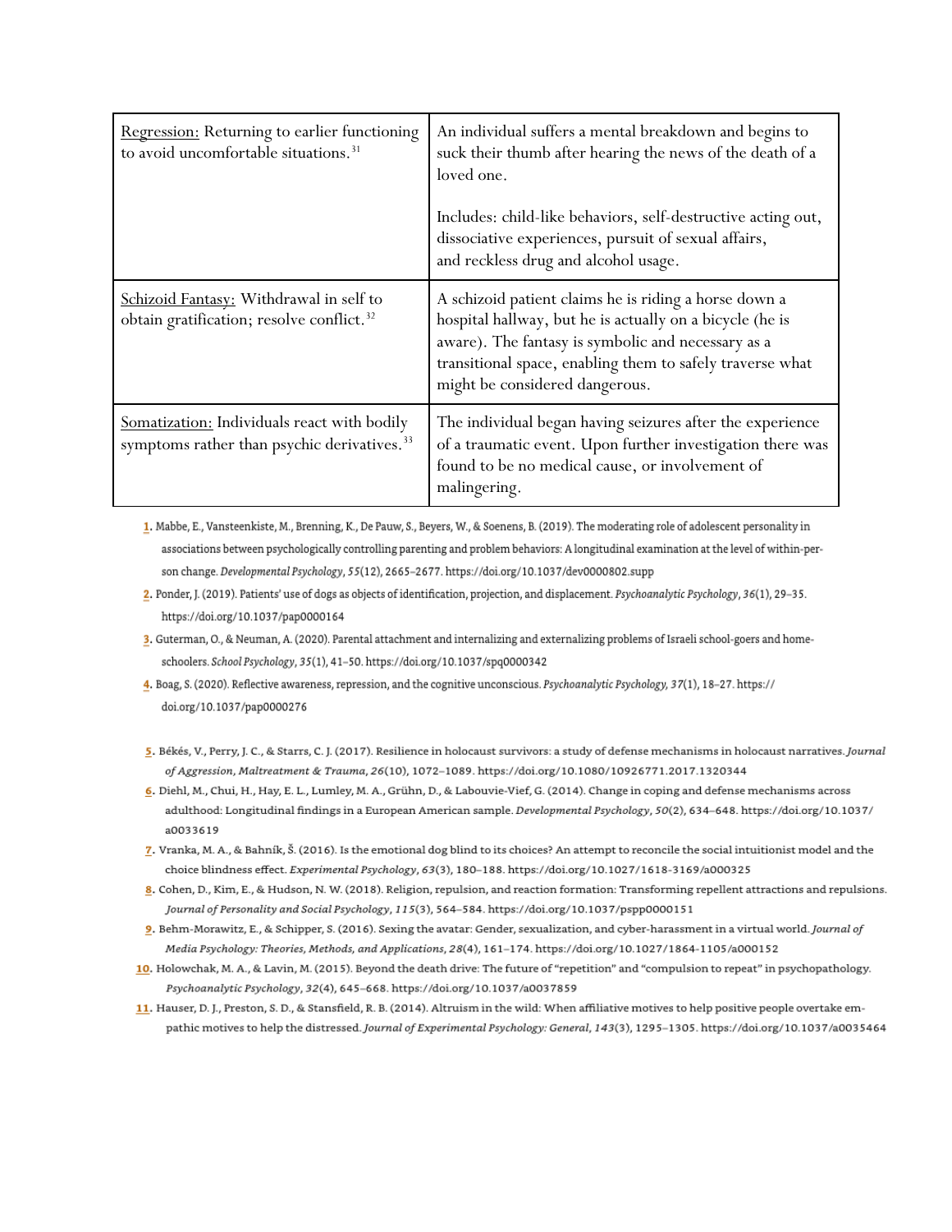| | |
|---|---|
| Regression: Returning to earlier functioning to avoid uncomfortable situations.[31] | An individual suffers a mental breakdown and begins to suck their thumb after hearing the news of the death of a loved one.<br><br>Includes: child-like behaviors, self-destructive acting out, dissociative experiences, pursuit of sexual affairs, and reckless drug and alcohol usage. |
| Schizoid Fantasy: Withdrawal in self to obtain gratification; resolve conflict.[32] | A schizoid patient claims he is riding a horse down a hospital hallway, but he is actually on a bicycle (he is aware). The fantasy is symbolic and necessary as a transitional space, enabling them to safely traverse what might be considered dangerous. |
| Somatization: Individuals react with bodily symptoms rather than psychic derivatives.[33] | The individual began having seizures after the experience of a traumatic event. Upon further investigation there was found to be no medical cause, or involvement of malingering. |

1. Mabbe, E., Vansteenkiste, M., Brenning, K., De Pauw, S., Beyers, W., & Soenens, B. (2019). The moderating role of adolescent personality in associations between psychologically controlling parenting and problem behaviors: A longitudinal examination at the level of within-person change. *Developmental Psychology*, *55*(12), 2665–2677. https://doi.org/10.1037/dev0000802.supp
2. Ponder, J. (2019). Patients' use of dogs as objects of identification, projection, and displacement. *Psychoanalytic Psychology*, *36*(1), 29–35. https://doi.org/10.1037/pap0000164
3. Guterman, O., & Neuman, A. (2020). Parental attachment and internalizing and externalizing problems of Israeli school-goers and home-schoolers. *School Psychology*, *35*(1), 41–50. https://doi.org/10.1037/spq0000342
4. Boag, S. (2020). Reflective awareness, repression, and the cognitive unconscious. *Psychoanalytic Psychology*, *37*(1), 18–27. https://doi.org/10.1037/pap0000276
5. Békés, V., Perry, J. C., & Starrs, C. J. (2017). Resilience in holocaust survivors: a study of defense mechanisms in holocaust narratives. *Journal of Aggression, Maltreatment & Trauma*, *26*(10), 1072–1089. https://doi.org/10.1080/10926771.2017.1320344
6. Diehl, M., Chui, H., Hay, E. L., Lumley, M. A., Grühn, D., & Labouvie-Vief, G. (2014). Change in coping and defense mechanisms across adulthood: Longitudinal findings in a European American sample. *Developmental Psychology*, *50*(2), 634–648. https://doi.org/10.1037/a0033619
7. Vranka, M. A., & Bahník, Š. (2016). Is the emotional dog blind to its choices? An attempt to reconcile the social intuitionist model and the choice blindness effect. *Experimental Psychology*, *63*(3), 180–188. https://doi.org/10.1027/1618-3169/a000325
8. Cohen, D., Kim, E., & Hudson, N. W. (2018). Religion, repulsion, and reaction formation: Transforming repellent attractions and repulsions. *Journal of Personality and Social Psychology*, *115*(3), 564–584. https://doi.org/10.1037/pspp0000151
9. Behm-Morawitz, E., & Schipper, S. (2016). Sexing the avatar: Gender, sexualization, and cyber-harassment in a virtual world. *Journal of Media Psychology: Theories, Methods, and Applications*, *28*(4), 161–174. https://doi.org/10.1027/1864-1105/a000152
10. Holowchak, M. A., & Lavin, M. (2015). Beyond the death drive: The future of "repetition" and "compulsion to repeat" in psychopathology. *Psychoanalytic Psychology*, *32*(4), 645–668. https://doi.org/10.1037/a0037859
11. Hauser, D. J., Preston, S. D., & Stansfield, R. B. (2014). Altruism in the wild: When affiliative motives to help positive people overtake empathic motives to help the distressed. *Journal of Experimental Psychology: General*, *143*(3), 1295–1305. https://doi.org/10.1037/a0035464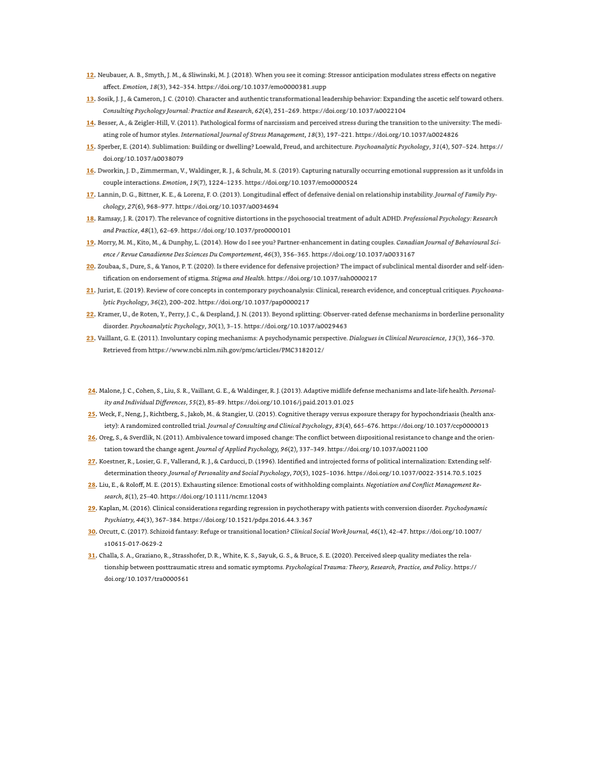12. Neubauer, A. B., Smyth, J. M., & Sliwinski, M. J. (2018). When you see it coming: Stressor anticipation modulates stress effects on negative affect. *Emotion*, *18*(3), 342–354. https://doi.org/10.1037/emo0000381.supp
13. Sosik, J. J., & Cameron, J. C. (2010). Character and authentic transformational leadership behavior: Expanding the ascetic self toward others. *Consulting Psychology Journal: Practice and Research*, *62*(4), 251–269. https://doi.org/10.1037/a0022104
14. Besser, A., & Zeigler-Hill, V. (2011). Pathological forms of narcissism and perceived stress during the transition to the university: The mediating role of humor styles. *International Journal of Stress Management*, *18*(3), 197–221. https://doi.org/10.1037/a0024826
15. Sperber, E. (2014). Sublimation: Building or dwelling? Loewald, Freud, and architecture. *Psychoanalytic Psychology*, *31*(4), 507–524. https://doi.org/10.1037/a0038079
16. Dworkin, J. D., Zimmerman, V., Waldinger, R. J., & Schulz, M. S. (2019). Capturing naturally occurring emotional suppression as it unfolds in couple interactions. *Emotion*, *19*(7), 1224–1235. https://doi.org/10.1037/emo0000524
17. Lannin, D. G., Bittner, K. E., & Lorenz, F. O. (2013). Longitudinal effect of defensive denial on relationship instability. *Journal of Family Psychology*, *27*(6), 968–977. https://doi.org/10.1037/a0034694
18. Ramsay, J. R. (2017). The relevance of cognitive distortions in the psychosocial treatment of adult ADHD. *Professional Psychology: Research and Practice*, *48*(1), 62–69. https://doi.org/10.1037/pro0000101
19. Morry, M. M., Kito, M., & Dunphy, L. (2014). How do I see you? Partner-enhancement in dating couples. *Canadian Journal of Behavioural Science / Revue Canadienne Des Sciences Du Comportement*, *46*(3), 356–365. https://doi.org/10.1037/a0033167
20. Zoubaa, S., Dure, S., & Yanos, P. T. (2020). Is there evidence for defensive projection? The impact of subclinical mental disorder and self-identification on endorsement of stigma. *Stigma and Health*. https://doi.org/10.1037/sah0000217
21. Jurist, E. (2019). Review of core concepts in contemporary psychoanalysis: Clinical, research evidence, and conceptual critiques. *Psychoanalytic Psychology*, *36*(2), 200–202. https://doi.org/10.1037/pap0000217
22. Kramer, U., de Roten, Y., Perry, J. C., & Despland, J. N. (2013). Beyond splitting: Observer-rated defense mechanisms in borderline personality disorder. *Psychoanalytic Psychology*, *30*(1), 3–15. https://doi.org/10.1037/a0029463
23. Vaillant, G. E. (2011). Involuntary coping mechanisms: A psychodynamic perspective. *Dialogues in Clinical Neuroscience*, *13*(3), 366–370. Retrieved from https://www.ncbi.nlm.nih.gov/pmc/articles/PMC3182012/
24. Malone, J. C., Cohen, S., Liu, S. R., Vaillant, G. E., & Waldinger, R. J. (2013). Adaptive midlife defense mechanisms and late-life health. *Personality and Individual Differences*, *55*(2), 85–89. https://doi.org/10.1016/j.paid.2013.01.025
25. Weck, F., Neng, J., Richtberg, S., Jakob, M., & Stangier, U. (2015). Cognitive therapy versus exposure therapy for hypochondriasis (health anxiety): A randomized controlled trial. *Journal of Consulting and Clinical Psychology*, *83*(4), 665–676. https://doi.org/10.1037/ccp0000013
26. Oreg, S., & Sverdlik, N. (2011). Ambivalence toward imposed change: The conflict between dispositional resistance to change and the orientation toward the change agent. *Journal of Applied Psychology, 96*(2), 337–349. https://doi.org/10.1037/a0021100
27. Koestner, R., Losier, G. F., Vallerand, R. J., & Carducci, D. (1996). Identified and introjected forms of political internalization: Extending self-determination theory. *Journal of Personality and Social Psychology*, *70*(5), 1025–1036. https://doi.org/10.1037/0022-3514.70.5.1025
28. Liu, E., & Roloff, M. E. (2015). Exhausting silence: Emotional costs of withholding complaints. *Negotiation and Conflict Management Research*, *8*(1), 25–40. https://doi.org/10.1111/ncmr.12043
29. Kaplan, M. (2016). Clinical considerations regarding regression in psychotherapy with patients with conversion disorder. *Psychodynamic Psychiatry, 44*(3), 367–384. https://doi.org/10.1521/pdps.2016.44.3.367
30. Orcutt, C. (2017). Schizoid fantasy: Refuge or transitional location? *Clinical Social Work Journal, 46*(1), 42–47. https://doi.org/10.1007/s10615-017-0629-2
31. Challa, S. A., Graziano, R., Strasshofer, D. R., White, K. S., Sayuk, G. S., & Bruce, S. E. (2020). Perceived sleep quality mediates the relationship between posttraumatic stress and somatic symptoms. *Psychological Trauma: Theory, Research, Practice, and Policy*. https://doi.org/10.1037/tra0000561